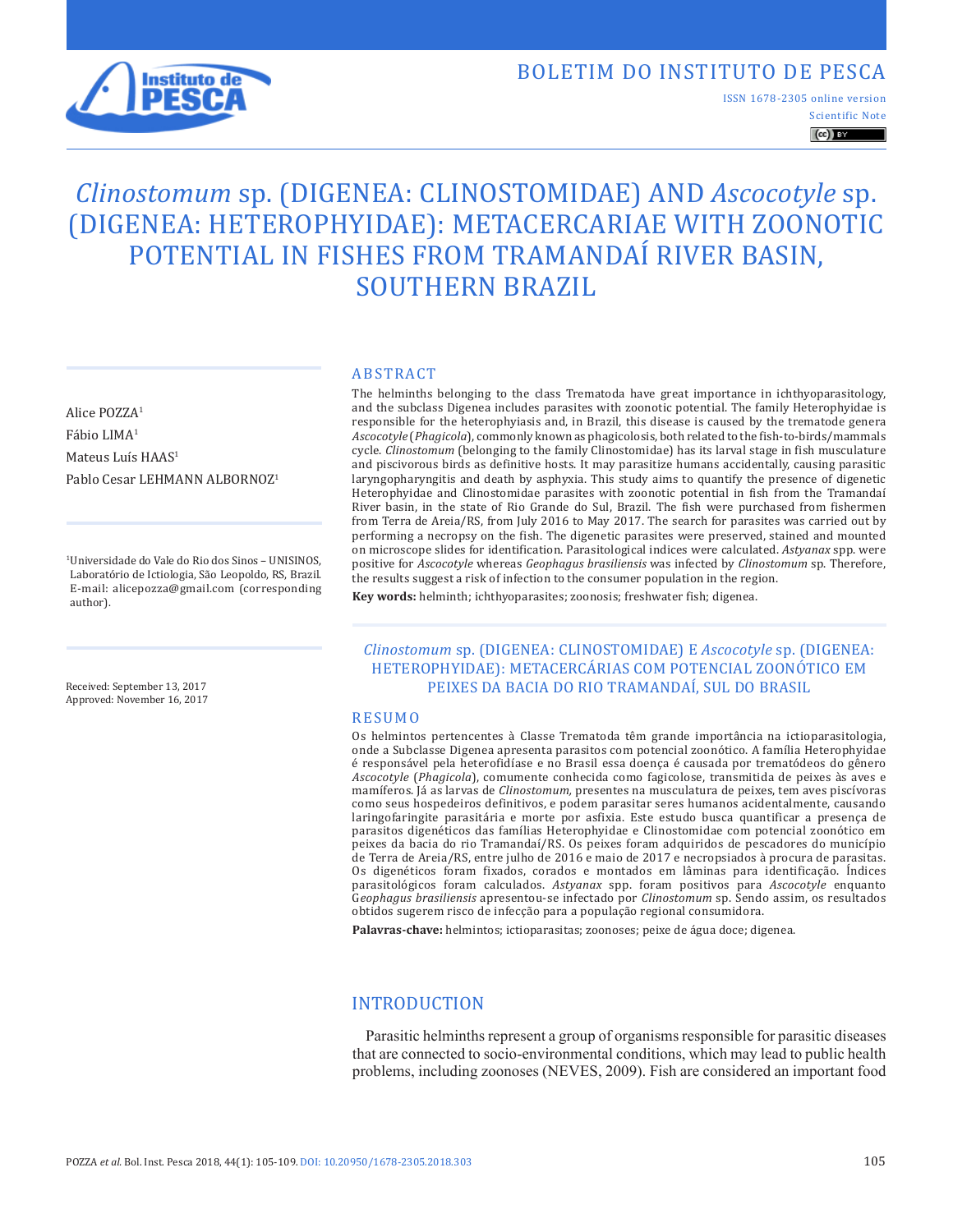BOLETIM DO INSTITUTO DE PESCA

ISSN 1678-2305 online version

Scientific Note

# *Clinostomum* sp. (DIGENEA: CLINOSTOMIDAE) AND *Ascocotyle* sp. (DIGENEA: HETEROPHYIDAE): METACERCARIAE WITH ZOONOTIC POTENTIAL IN FISHES FROM TRAMANDAÍ RIVER BASIN, SOUTHERN BRAZIL

Alice POZZA[1]
Fábio LIMA[1]
Mateus Luís HAAS[1]
Pablo Cesar LEHMANN ALBORNOZ[1]

[1]Universidade do Vale do Rio dos Sinos – UNISINOS, Laboratório de Ictiologia, São Leopoldo, RS, Brazil. E-mail: alicepozza@gmail.com (corresponding author).

Received: September 13, 2017
Approved: November 16, 2017

## ABSTRACT

The helminths belonging to the class Trematoda have great importance in ichthyoparasitology, and the subclass Digenea includes parasites with zoonotic potential. The family Heterophyidae is responsible for the heterophyiasis and, in Brazil, this disease is caused by the trematode genera *Ascocotyle* (*Phagicola*), commonly known as phagicolosis, both related to the fish-to-birds/mammals cycle. *Clinostomum* (belonging to the family Clinostomidae) has its larval stage in fish musculature and piscivorous birds as definitive hosts. It may parasitize humans accidentally, causing parasitic laryngopharyngitis and death by asphyxia. This study aims to quantify the presence of digenetic Heterophyidae and Clinostomidae parasites with zoonotic potential in fish from the Tramandaí River basin, in the state of Rio Grande do Sul, Brazil. The fish were purchased from fishermen from Terra de Areia/RS, from July 2016 to May 2017. The search for parasites was carried out by performing a necropsy on the fish. The digenetic parasites were preserved, stained and mounted on microscope slides for identification. Parasitological indices were calculated. *Astyanax* spp. were positive for *Ascocotyle* whereas *Geophagus brasiliensis* was infected by *Clinostomum* sp. Therefore, the results suggest a risk of infection to the consumer population in the region.

**Key words:** helminth; ichthyoparasites; zoonosis; freshwater fish; digenea.

### *Clinostomum* sp. (DIGENEA: CLINOSTOMIDAE) E *Ascocotyle* sp. (DIGENEA: HETEROPHYIDAE): METACERCÁRIAS COM POTENCIAL ZOONÓTICO EM PEIXES DA BACIA DO RIO TRAMANDAÍ, SUL DO BRASIL

## RESUMO

Os helmintos pertencentes à Classe Trematoda têm grande importância na ictioparasitologia, onde a Subclasse Digenea apresenta parasitos com potencial zoonótico. A família Heterophyidae é responsável pela heterofidíase e no Brasil essa doença é causada por trematódeos do gênero *Ascocotyle* (*Phagicola*), comumente conhecida como fagicolose, transmitida de peixes às aves e mamíferos. Já as larvas de *Clinostomum,* presentes na musculatura de peixes, tem aves piscívoras como seus hospedeiros definitivos, e podem parasitar seres humanos acidentalmente, causando laringofaringite parasitária e morte por asfixia. Este estudo busca quantificar a presença de parasitos digenéticos das famílias Heterophyidae e Clinostomidae com potencial zoonótico em peixes da bacia do rio Tramandaí/RS. Os peixes foram adquiridos de pescadores do município de Terra de Areia/RS, entre julho de 2016 e maio de 2017 e necropsiados à procura de parasitas. Os digenéticos foram fixados, corados e montados em lâminas para identificação. Índices parasitológicos foram calculados. *Astyanax* spp. foram positivos para *Ascocotyle* enquanto G*eophagus brasiliensis* apresentou-se infectado por *Clinostomum* sp. Sendo assim, os resultados obtidos sugerem risco de infecção para a população regional consumidora.

**Palavras-chave:** helmintos; ictioparasitas; zoonoses; peixe de água doce; digenea.

## INTRODUCTION

Parasitic helminths represent a group of organisms responsible for parasitic diseases that are connected to socio-environmental conditions, which may lead to public health problems, including zoonoses (NEVES, 2009). Fish are considered an important food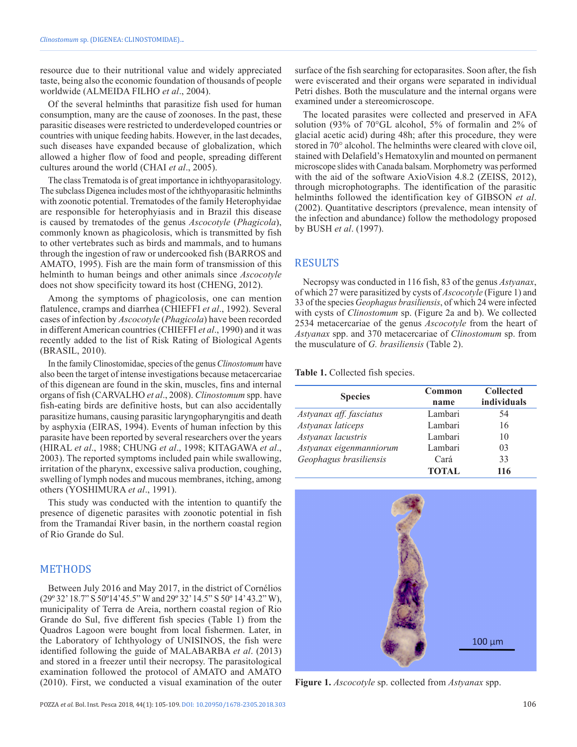resource due to their nutritional value and widely appreciated taste, being also the economic foundation of thousands of people worldwide (ALMEIDA FILHO *et al*., 2004).

Of the several helminths that parasitize fish used for human consumption, many are the cause of zoonoses. In the past, these parasitic diseases were restricted to underdeveloped countries or countries with unique feeding habits. However, in the last decades, such diseases have expanded because of globalization, which allowed a higher flow of food and people, spreading different cultures around the world (CHAI *et al*., 2005).

The class Trematoda is of great importance in ichthyoparasitology. The subclass Digenea includes most of the ichthyoparasitic helminths with zoonotic potential. Trematodes of the family Heterophyidae are responsible for heterophyiasis and in Brazil this disease is caused by trematodes of the genus *Ascocotyle* (*Phagicola*), commonly known as phagicolosis, which is transmitted by fish to other vertebrates such as birds and mammals, and to humans through the ingestion of raw or undercooked fish (BARROS and AMATO, 1995). Fish are the main form of transmission of this helminth to human beings and other animals since *Ascocotyle* does not show specificity toward its host (CHENG, 2012).

Among the symptoms of phagicolosis, one can mention flatulence, cramps and diarrhea (CHIEFFI *et al*., 1992). Several cases of infection by *Ascocotyle* (*Phagicola*) have been recorded in different American countries (CHIEFFI *et al*., 1990) and it was recently added to the list of Risk Rating of Biological Agents (BRASIL, 2010).

In the family Clinostomidae, species of the genus *Clinostomum* have also been the target of intense investigations because metacercariae of this digenean are found in the skin, muscles, fins and internal organs of fish (CARVALHO *et al*., 2008). *Clinostomum* spp. have fish-eating birds are definitive hosts, but can also accidentally parasitize humans, causing parasitic laryngopharyngitis and death by asphyxia (EIRAS, 1994). Events of human infection by this parasite have been reported by several researchers over the years (HIRAL *et al*., 1988; CHUNG *et al*., 1998; KITAGAWA *et al*., 2003). The reported symptoms included pain while swallowing, irritation of the pharynx, excessive saliva production, coughing, swelling of lymph nodes and mucous membranes, itching, among others (YOSHIMURA *et al*., 1991).

This study was conducted with the intention to quantify the presence of digenetic parasites with zoonotic potential in fish from the Tramandaí River basin, in the northern coastal region of Rio Grande do Sul.

## METHODS

Between July 2016 and May 2017, in the district of Cornélios (29º 32' 18.7" S 50º14'45.5" W and 29º 32' 14.5" S 50º 14' 43.2" W), municipality of Terra de Areia, northern coastal region of Rio Grande do Sul, five different fish species (Table 1) from the Quadros Lagoon were bought from local fishermen. Later, in the Laboratory of Ichthyology of UNISINOS, the fish were identified following the guide of MALABARBA *et al*. (2013) and stored in a freezer until their necropsy. The parasitological examination followed the protocol of AMATO and AMATO (2010). First, we conducted a visual examination of the outer surface of the fish searching for ectoparasites. Soon after, the fish were eviscerated and their organs were separated in individual Petri dishes. Both the musculature and the internal organs were examined under a stereomicroscope.

The located parasites were collected and preserved in AFA solution (93% of 70°GL alcohol, 5% of formalin and 2% of glacial acetic acid) during 48h; after this procedure, they were stored in 70° alcohol. The helminths were cleared with clove oil, stained with Delafield's Hematoxylin and mounted on permanent microscope slides with Canada balsam. Morphometry was performed with the aid of the software AxioVision 4.8.2 (ZEISS, 2012), through microphotographs. The identification of the parasitic helminths followed the identification key of GIBSON *et al*. (2002). Quantitative descriptors (prevalence, mean intensity of the infection and abundance) follow the methodology proposed by BUSH *et al*. (1997).

## RESULTS

Necropsy was conducted in 116 fish, 83 of the genus *Astyanax*, of which 27 were parasitized by cysts of *Ascocotyle* (Figure 1) and 33 of the species *Geophagus brasiliensis*, of which 24 were infected with cysts of *Clinostomum* sp. (Figure 2a and b). We collected 2534 metacercariae of the genus *Ascocotyle* from the heart of *Astyanax* spp. and 370 metacercariae of *Clinostomum* sp. from the musculature of *G. brasiliensis* (Table 2).

**Table 1.** Collected fish species.

| Species | Common name | Collected individuals |
|---|---|---|
| *Astyanax aff. fasciatus* | Lambari | 54 |
| *Astyanax laticeps* | Lambari | 16 |
| *Astyanax lacustris* | Lambari | 10 |
| *Astyanax eigenmanniorum* | Lambari | 03 |
| *Geophagus brasiliensis* | Cará | 33 |
| | **TOTAL** | **116** |

100 µm

**Figure 1.** *Ascocotyle* sp. collected from *Astyanax* spp.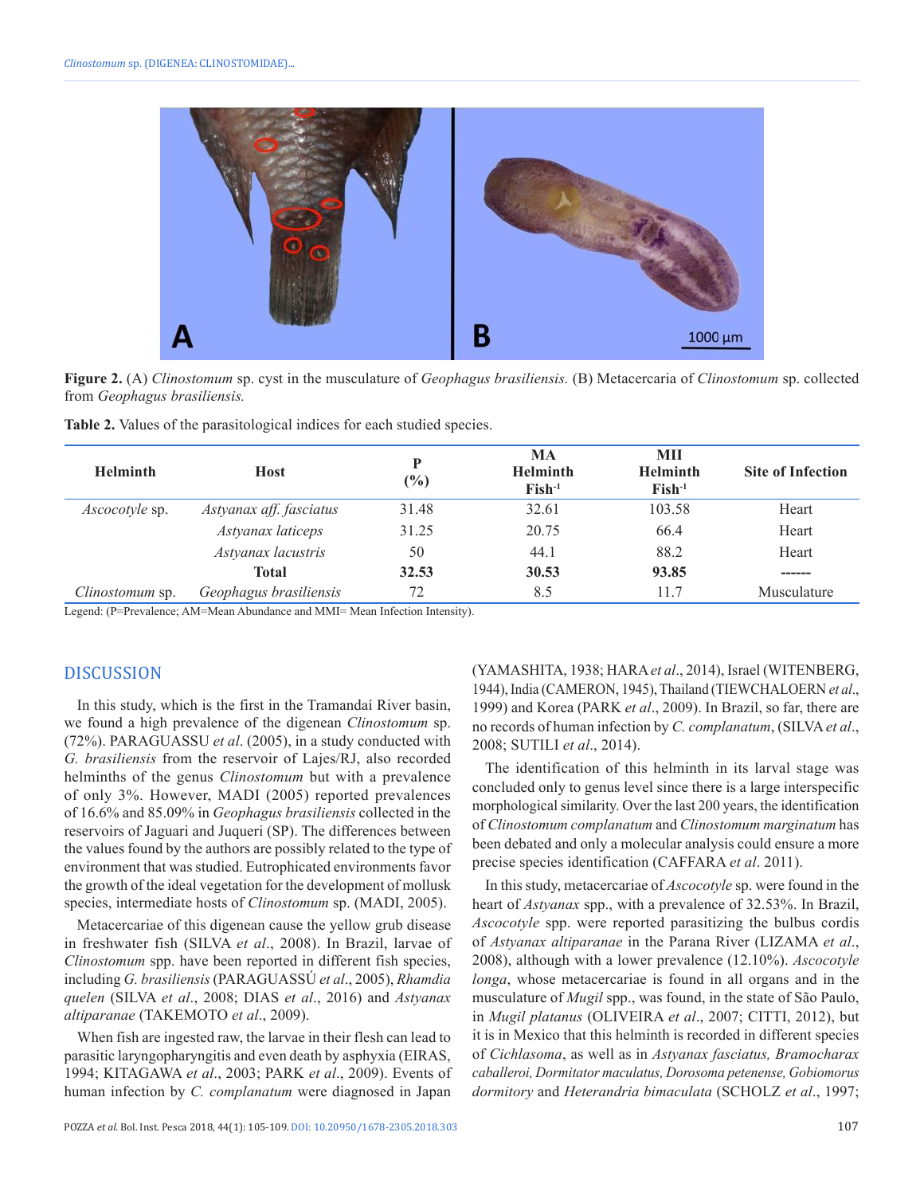Figure 2. (A) *Clinostomum* sp. cyst in the musculature of *Geophagus brasiliensis.* (B) Metacercaria of *Clinostomum* sp. collected from *Geophagus brasiliensis.*

**Table 2.** Values of the parasitological indices for each studied species.

| Helminth | Host | P (%) | MA Helminth Fish$^{-1}$ | MII Helminth Fish$^{-1}$ | Site of Infection |
|---|---|---|---|---|---|
| *Ascocotyle* sp. | *Astyanax aff. fasciatus* | 31.48 | 32.61 | 103.58 | Heart |
| | *Astyanax laticeps* | 31.25 | 20.75 | 66.4 | Heart |
| | *Astyanax lacustris* | 50 | 44.1 | 88.2 | Heart |
| | **Total** | **32.53** | **30.53** | **93.85** | ------ |
| *Clinostomum* sp. | *Geophagus brasiliensis* | 72 | 8.5 | 11.7 | Musculature |

Legend: (P=Prevalence; AM=Mean Abundance and MMI= Mean Infection Intensity).

## DISCUSSION

In this study, which is the first in the Tramandaí River basin, we found a high prevalence of the digenean *Clinostomum* sp. (72%). PARAGUASSU *et al*. (2005), in a study conducted with *G. brasiliensis* from the reservoir of Lajes/RJ, also recorded helminths of the genus *Clinostomum* but with a prevalence of only 3%. However, MADI (2005) reported prevalences of 16.6% and 85.09% in *Geophagus brasiliensis* collected in the reservoirs of Jaguari and Juqueri (SP). The differences between the values found by the authors are possibly related to the type of environment that was studied. Eutrophicated environments favor the growth of the ideal vegetation for the development of mollusk species, intermediate hosts of *Clinostomum* sp. (MADI, 2005).

Metacercariae of this digenean cause the yellow grub disease in freshwater fish (SILVA *et al*., 2008). In Brazil, larvae of *Clinostomum* spp. have been reported in different fish species, including *G. brasiliensis* (PARAGUASSÚ *et al*., 2005), *Rhamdia quelen* (SILVA *et al*., 2008; DIAS *et al*., 2016) and *Astyanax altiparanae* (TAKEMOTO *et al*., 2009).

When fish are ingested raw, the larvae in their flesh can lead to parasitic laryngopharyngitis and even death by asphyxia (EIRAS, 1994; KITAGAWA *et al*., 2003; PARK *et al*., 2009). Events of human infection by *C. complanatum* were diagnosed in Japan (YAMASHITA, 1938; HARA *et al*., 2014), Israel (WITENBERG, 1944), India (CAMERON, 1945), Thailand (TIEWCHALOERN *et al*., 1999) and Korea (PARK *et al*., 2009). In Brazil, so far, there are no records of human infection by *C. complanatum*, (SILVA *et al*., 2008; SUTILI *et al*., 2014).

The identification of this helminth in its larval stage was concluded only to genus level since there is a large interspecific morphological similarity. Over the last 200 years, the identification of *Clinostomum complanatum* and *Clinostomum marginatum* has been debated and only a molecular analysis could ensure a more precise species identification (CAFFARA *et al*. 2011).

In this study, metacercariae of *Ascocotyle* sp. were found in the heart of *Astyanax* spp., with a prevalence of 32.53%. In Brazil, *Ascocotyle* spp. were reported parasitizing the bulbus cordis of *Astyanax altiparanae* in the Parana River (LIZAMA *et al*., 2008), although with a lower prevalence (12.10%). *Ascocotyle longa*, whose metacercariae is found in all organs and in the musculature of *Mugil* spp., was found, in the state of São Paulo, in *Mugil platanus* (OLIVEIRA *et al*., 2007; CITTI, 2012), but it is in Mexico that this helminth is recorded in different species of *Cichlasoma*, as well as in *Astyanax fasciatus, Bramocharax caballeroi, Dormitator maculatus, Dorosoma petenense, Gobiomorus dormitory* and *Heterandria bimaculata* (SCHOLZ *et al*., 1997;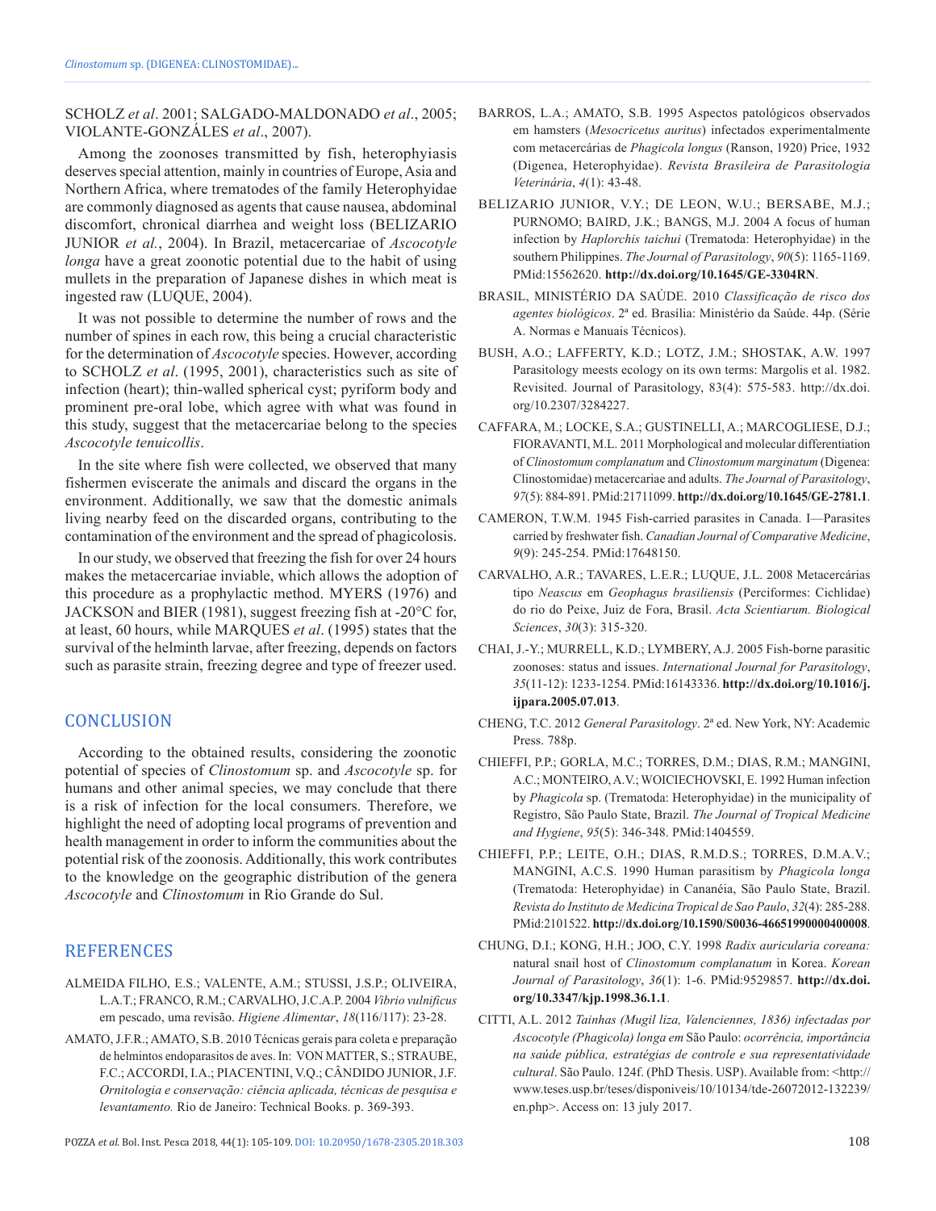SCHOLZ *et al*. 2001; SALGADO-MALDONADO *et al*., 2005; VIOLANTE-GONZÁLES *et al*., 2007).

Among the zoonoses transmitted by fish, heterophyiasis deserves special attention, mainly in countries of Europe, Asia and Northern Africa, where trematodes of the family Heterophyidae are commonly diagnosed as agents that cause nausea, abdominal discomfort, chronical diarrhea and weight loss (BELIZARIO JUNIOR *et al.*, 2004). In Brazil, metacercariae of *Ascocotyle longa* have a great zoonotic potential due to the habit of using mullets in the preparation of Japanese dishes in which meat is ingested raw (LUQUE, 2004).

It was not possible to determine the number of rows and the number of spines in each row, this being a crucial characteristic for the determination of *Ascocotyle* species. However, according to SCHOLZ *et al*. (1995, 2001), characteristics such as site of infection (heart); thin-walled spherical cyst; pyriform body and prominent pre-oral lobe, which agree with what was found in this study, suggest that the metacercariae belong to the species *Ascocotyle tenuicollis*.

In the site where fish were collected, we observed that many fishermen eviscerate the animals and discard the organs in the environment. Additionally, we saw that the domestic animals living nearby feed on the discarded organs, contributing to the contamination of the environment and the spread of phagicolosis.

In our study, we observed that freezing the fish for over 24 hours makes the metacercariae inviable, which allows the adoption of this procedure as a prophylactic method. MYERS (1976) and JACKSON and BIER (1981), suggest freezing fish at -20°C for, at least, 60 hours, while MARQUES *et al*. (1995) states that the survival of the helminth larvae, after freezing, depends on factors such as parasite strain, freezing degree and type of freezer used.

## CONCLUSION

According to the obtained results, considering the zoonotic potential of species of *Clinostomum* sp. and *Ascocotyle* sp. for humans and other animal species, we may conclude that there is a risk of infection for the local consumers. Therefore, we highlight the need of adopting local programs of prevention and health management in order to inform the communities about the potential risk of the zoonosis. Additionally, this work contributes to the knowledge on the geographic distribution of the genera *Ascocotyle* and *Clinostomum* in Rio Grande do Sul.

## REFERENCES

ALMEIDA FILHO, E.S.; VALENTE, A.M.; STUSSI, J.S.P.; OLIVEIRA, L.A.T.; FRANCO, R.M.; CARVALHO, J.C.A.P. 2004 *Vibrio vulnificus* em pescado, uma revisão. *Higiene Alimentar*, *18*(116/117): 23-28.

AMATO, J.F.R.; AMATO, S.B. 2010 Técnicas gerais para coleta e preparação de helmintos endoparasitos de aves. In: VON MATTER, S.; STRAUBE, F.C.; ACCORDI, I.A.; PIACENTINI, V.Q.; CÂNDIDO JUNIOR, J.F. *Ornitologia e conservação: ciência aplicada, técnicas de pesquisa e levantamento.* Rio de Janeiro: Technical Books. p. 369-393.

BARROS, L.A.; AMATO, S.B. 1995 Aspectos patológicos observados em hamsters (*Mesocricetus auritus*) infectados experimentalmente com metacercárias de *Phagicola longus* (Ranson, 1920) Price, 1932 (Digenea, Heterophyidae). *Revista Brasileira de Parasitologia Veterinária*, *4*(1): 43-48.

BELIZARIO JUNIOR, V.Y.; DE LEON, W.U.; BERSABE, M.J.; PURNOMO; BAIRD, J.K.; BANGS, M.J. 2004 A focus of human infection by *Haplorchis taichui* (Trematoda: Heterophyidae) in the southern Philippines. *The Journal of Parasitology*, *90*(5): 1165-1169. PMid:15562620. **http://dx.doi.org/10.1645/GE-3304RN**.

BRASIL, MINISTÉRIO DA SAÚDE. 2010 *Classificação de risco dos agentes biológicos*. 2ª ed. Brasília: Ministério da Saúde. 44p. (Série A. Normas e Manuais Técnicos).

BUSH, A.O.; LAFFERTY, K.D.; LOTZ, J.M.; SHOSTAK, A.W. 1997 Parasitology meests ecology on its own terms: Margolis et al. 1982. Revisited. Journal of Parasitology, 83(4): 575-583. http://dx.doi.org/10.2307/3284227.

CAFFARA, M.; LOCKE, S.A.; GUSTINELLI, A.; MARCOGLIESE, D.J.; FIORAVANTI, M.L. 2011 Morphological and molecular differentiation of *Clinostomum complanatum* and *Clinostomum marginatum* (Digenea: Clinostomidae) metacercariae and adults. *The Journal of Parasitology*, *97*(5): 884-891. PMid:21711099. **http://dx.doi.org/10.1645/GE-2781.1**.

CAMERON, T.W.M. 1945 Fish-carried parasites in Canada. I—Parasites carried by freshwater fish. *Canadian Journal of Comparative Medicine*, *9*(9): 245-254. PMid:17648150.

CARVALHO, A.R.; TAVARES, L.E.R.; LUQUE, J.L. 2008 Metacercárias tipo *Neascus* em *Geophagus brasiliensis* (Perciformes: Cichlidae) do rio do Peixe, Juiz de Fora, Brasil. *Acta Scientiarum. Biological Sciences*, *30*(3): 315-320.

CHAI, J.-Y.; MURRELL, K.D.; LYMBERY, A.J. 2005 Fish-borne parasitic zoonoses: status and issues. *International Journal for Parasitology*, *35*(11-12): 1233-1254. PMid:16143336. **http://dx.doi.org/10.1016/j.ijpara.2005.07.013**.

CHENG, T.C. 2012 *General Parasitology*. 2ª ed. New York, NY: Academic Press. 788p.

CHIEFFI, P.P.; GORLA, M.C.; TORRES, D.M.; DIAS, R.M.; MANGINI, A.C.; MONTEIRO, A.V.; WOICIECHOVSKI, E. 1992 Human infection by *Phagicola* sp. (Trematoda: Heterophyidae) in the municipality of Registro, São Paulo State, Brazil. *The Journal of Tropical Medicine and Hygiene*, *95*(5): 346-348. PMid:1404559.

CHIEFFI, P.P.; LEITE, O.H.; DIAS, R.M.D.S.; TORRES, D.M.A.V.; MANGINI, A.C.S. 1990 Human parasitism by *Phagicola longa* (Trematoda: Heterophyidae) in Cananéia, São Paulo State, Brazil. *Revista do Instituto de Medicina Tropical de Sao Paulo*, *32*(4): 285-288. PMid:2101522. **http://dx.doi.org/10.1590/S0036-46651990000400008**.

CHUNG, D.I.; KONG, H.H.; JOO, C.Y. 1998 *Radix auricularia coreana:* natural snail host of *Clinostomum complanatum* in Korea. *Korean Journal of Parasitology*, *36*(1): 1-6. PMid:9529857. **http://dx.doi.org/10.3347/kjp.1998.36.1.1**.

CITTI, A.L. 2012 *Tainhas (Mugil liza, Valenciennes, 1836) infectadas por Ascocotyle (Phagicola) longa em* São Paulo: *ocorrência, importância na saúde pública, estratégias de controle e sua representatividade cultural*. São Paulo. 124f. (PhD Thesis. USP). Available from: <http://www.teses.usp.br/teses/disponiveis/10/10134/tde-26072012-132239/en.php>. Access on: 13 july 2017.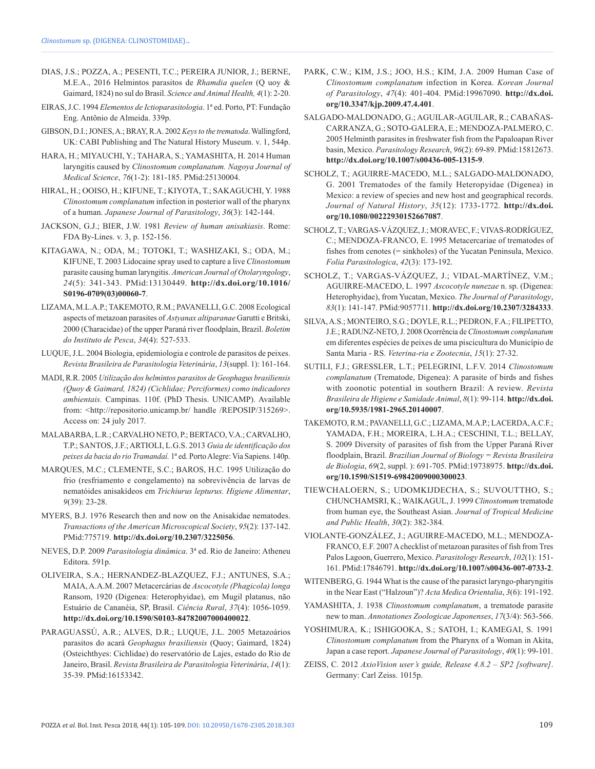DIAS, J.S.; POZZA, A.; PESENTI, T.C.; PEREIRA JUNIOR, J.; BERNE, M.E.A., 2016 Helmintos parasitos de *Rhamdia quelen* (Q uoy & Gaimard, 1824) no sul do Brasil. *Science and Animal Health, 4*(1): 2-20.

EIRAS, J.C. 1994 *Elementos de Ictioparasitologia*. 1ª ed. Porto, PT: Fundação Eng. Antônio de Almeida. 339p.

GIBSON, D.I.; JONES, A.; BRAY, R.A. 2002 *Keys to the trematoda*. Wallingford, UK: CABI Publishing and The Natural History Museum. v. 1, 544p.

HARA, H.; MIYAUCHI, Y.; TAHARA, S.; YAMASHITA, H. 2014 Human laryngitis caused by *Clinostomum complanatum. Nagoya Journal of Medical Science*, *76*(1-2): 181-185. PMid:25130004.

HIRAL, H.; OOISO, H.; KIFUNE, T.; KIYOTA, T.; SAKAGUCHI, Y. 1988 *Clinostomum complanatum* infection in posterior wall of the pharynx of a human. *Japanese Journal of Parasitology*, *36*(3): 142-144.

JACKSON, G.J.; BIER, J.W. 1981 *Review of human anisakiasis*. Rome: FDA By-Lines. v. 3, p. 152-156.

KITAGAWA, N.; ODA, M.; TOTOKI, T.; WASHIZAKI, S.; ODA, M.; KIFUNE, T. 2003 Lidocaine spray used to capture a live *Clinostomum* parasite causing human laryngitis. *American Journal of Otolaryngology*, *24*(5): 341-343. PMid:13130449. **http://dx.doi.org/10.1016/S0196-0709(03)00060-7**.

LIZAMA, M.L.A.P.; TAKEMOTO, R.M.; PAVANELLI, G.C. 2008 Ecological aspects of metazoan parasites of *Astyanax altiparanae* Garutti e Britski, 2000 (Characidae) of the upper Paraná river floodplain, Brazil. *Boletim do Instituto de Pesca*, *34*(4): 527-533.

LUQUE, J.L. 2004 Biologia, epidemiologia e controle de parasitos de peixes. *Revista Brasileira de Parasitologia Veterinária*, *13*(suppl. 1): 161-164.

MADI, R.R. 2005 *Utilização dos helmintos parasitos de Geophagus brasiliensis (Quoy & Gaimard, 1824) (Cichlidae; Perciformes) como indicadores ambientais.* Campinas. 110f. (PhD Thesis. UNICAMP). Available from: <http://repositorio.unicamp.br/ handle /REPOSIP/315269>. Access on: 24 july 2017.

MALABARBA, L.R.; CARVALHO NETO, P.; BERTACO, V.A.; CARVALHO, T.P.; SANTOS, J.F.; ARTIOLI, L.G.S. 2013 *Guia de identificação dos peixes da bacia do rio Tramandaí.* 1ª ed. Porto Alegre: Via Sapiens. 140p.

MARQUES, M.C.; CLEMENTE, S.C.; BAROS, H.C. 1995 Utilização do frio (resfriamento e congelamento) na sobrevivência de larvas de nematóides anisakídeos em *Trichiurus lepturus. Higiene Alimentar*, *9*(39): 23-28.

MYERS, B.J. 1976 Research then and now on the Anisakidae nematodes. *Transactions of the American Microscopical Society*, *95*(2): 137-142. PMid:775719. **http://dx.doi.org/10.2307/3225056**.

NEVES, D.P. 2009 *Parasitologia dinâmica*. 3ª ed. Rio de Janeiro: Atheneu Editora. 591p.

OLIVEIRA, S.A.; HERNANDEZ-BLAZQUEZ, F.J.; ANTUNES, S.A.; MAIA, A.A.M. 2007 Metacercárias de *Ascocotyle (Phagicola) longa* Ransom, 1920 (Digenea: Heterophyidae), em Mugil platanus, não Estuário de Cananéia, SP, Brasil. *Ciência Rural*, *37*(4): 1056-1059. **http://dx.doi.org/10.1590/S0103-84782007000400022**.

PARAGUASSÚ, A.R.; ALVES, D.R.; LUQUE, J.L. 2005 Metazoários parasitos do acará *Geophagus brasiliensis* (Quoy; Gaimard, 1824) (Osteichthyes: Cichlidae) do reservatório de Lajes, estado do Rio de Janeiro, Brasil. *Revista Brasileira de Parasitologia Veterinária*, *14*(1): 35-39. PMid:16153342.

PARK, C.W.; KIM, J.S.; JOO, H.S.; KIM, J.A. 2009 Human Case of *Clinostomum complanatum* infection in Korea. *Korean Journal of Parasitology*, *47*(4): 401-404. PMid:19967090. **http://dx.doi.org/10.3347/kjp.2009.47.4.401**.

SALGADO-MALDONADO, G.; AGUILAR-AGUILAR, R.; CABAÑAS-CARRANZA, G.; SOTO-GALERA, E.; MENDOZA-PALMERO, C. 2005 Helminth parasites in freshwater fish from the Papaloapan River basin, Mexico. *Parasitology Research*, *96*(2): 69-89. PMid:15812673. **http://dx.doi.org/10.1007/s00436-005-1315-9**.

SCHOLZ, T.; AGUIRRE-MACEDO, M.L.; SALGADO-MALDONADO, G. 2001 Trematodes of the family Heteropyidae (Digenea) in Mexico: a review of species and new host and geographical records. *Journal of Natural History*, *35*(12): 1733-1772. **http://dx.doi.org/10.1080/00222930152667087**.

SCHOLZ, T.; VARGAS-VÁZQUEZ, J.; MORAVEC, F.; VIVAS-RODRÍGUEZ, C.; MENDOZA-FRANCO, E. 1995 Metacercariae of trematodes of fishes from cenotes (= sinkholes) of the Yucatan Peninsula, Mexico. *Folia Parasitologica*, *42*(3): 173-192.

SCHOLZ, T.; VARGAS-VÁZQUEZ, J.; VIDAL-MARTÍNEZ, V.M.; AGUIRRE-MACEDO, L. 1997 *Ascocotyle nunezae* n. sp. (Digenea: Heterophyidae), from Yucatan, Mexico. *The Journal of Parasitology*, *83*(1): 141-147. PMid:9057711. **http://dx.doi.org/10.2307/3284333**.

SILVA, A.S.; MONTEIRO, S.G.; DOYLE, R.L.; PEDRON, F.A.; FILIPETTO, J.E.; RADUNZ-NETO, J. 2008 Ocorrência de *Clinostomum complanatum* em diferentes espécies de peixes de uma piscicultura do Município de Santa Maria - RS. *Veterina-ria e Zootecnia*, *15*(1): 27-32.

SUTILI, F.J.; GRESSLER, L.T.; PELEGRINI, L.F.V. 2014 *Clinostomum complanatum* (Trematode, Digenea): A parasite of birds and fishes with zoonotic potential in southern Brazil: A review. *Revista Brasileira de Higiene e Sanidade Animal*, *8*(1): 99-114. **http://dx.doi.org/10.5935/1981-2965.20140007**.

TAKEMOTO, R.M.; PAVANELLI, G.C.; LIZAMA, M.A.P.; LACERDA, A.C.F.; YAMADA, F.H.; MOREIRA, L.H.A.; CESCHINI, T.L.; BELLAY, S. 2009 Diversity of parasites of fish from the Upper Paraná River floodplain, Brazil. *Brazilian Journal of Biology = Revista Brasileira de Biologia*, *69*(2, suppl. ): 691-705. PMid:19738975. **http://dx.doi.org/10.1590/S1519-69842009000300023**.

TIEWCHALOERN, S.; UDOMKIJDECHA, S.; SUVOUTTHO, S.; CHUNCHAMSRI, K.; WAIKAGUL, J. 1999 *Clinostomum* trematode from human eye, the Southeast Asian. *Journal of Tropical Medicine and Public Health*, *30*(2): 382-384.

VIOLANTE-GONZÁLEZ, J.; AGUIRRE-MACEDO, M.L.; MENDOZA-FRANCO, E.F. 2007 A checklist of metazoan parasites of fish from Tres Palos Lagoon, Guerrero, Mexico. *Parasitology Research*, *102*(1): 151-161. PMid:17846791. **http://dx.doi.org/10.1007/s00436-007-0733-2**.

WITENBERG, G. 1944 What is the cause of the parasict laryngo-pharyngitis in the Near East ("Halzoun")? *Acta Medica Orientalia*, *3*(6): 191-192.

YAMASHITA, J. 1938 *Clinostomum complanatum*, a trematode parasite new to man. *Annotationes Zoologicae Japonenses*, *17*(3/4): 563-566.

YOSHIMURA, K.; ISHIGOOKA, S.; SATOH, I.; KAMEGAI, S. 1991 *Clinostomum complanatum* from the Pharynx of a Woman in Akita, Japan a case report. *Japanese Journal of Parasitology*, *40*(1): 99-101.

ZEISS, C. 2012 *AxioVision user's guide, Release 4.8.2 – SP2 [software]*. Germany: Carl Zeiss. 1015p.